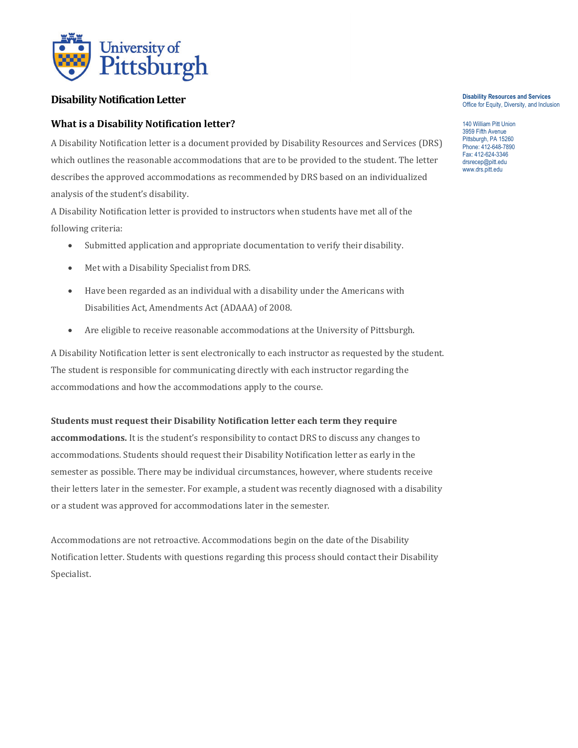# Disability Notification Letter

Disability Resources and Services
Office for Equity, Diversity, and Inclusion

140 William Pitt Union
3959 Fifth Avenue
Pittsburgh, PA 15260
Phone: 412-648-7890
Fax: 412-624-3346
drsrecep@pitt.edu
www.drs.pitt.edu

## What is a Disability Notification letter?

A Disability Notification letter is a document provided by Disability Resources and Services (DRS) which outlines the reasonable accommodations that are to be provided to the student. The letter describes the approved accommodations as recommended by DRS based on an individualized analysis of the student's disability.

A Disability Notification letter is provided to instructors when students have met all of the following criteria:

- Submitted application and appropriate documentation to verify their disability.
- Met with a Disability Specialist from DRS.
- Have been regarded as an individual with a disability under the Americans with Disabilities Act, Amendments Act (ADAAA) of 2008.
- Are eligible to receive reasonable accommodations at the University of Pittsburgh.

A Disability Notification letter is sent electronically to each instructor as requested by the student. The student is responsible for communicating directly with each instructor regarding the accommodations and how the accommodations apply to the course.

**Students must request their Disability Notification letter each term they require accommodations.** It is the student's responsibility to contact DRS to discuss any changes to accommodations. Students should request their Disability Notification letter as early in the semester as possible. There may be individual circumstances, however, where students receive their letters later in the semester. For example, a student was recently diagnosed with a disability or a student was approved for accommodations later in the semester.

Accommodations are not retroactive. Accommodations begin on the date of the Disability Notification letter. Students with questions regarding this process should contact their Disability Specialist.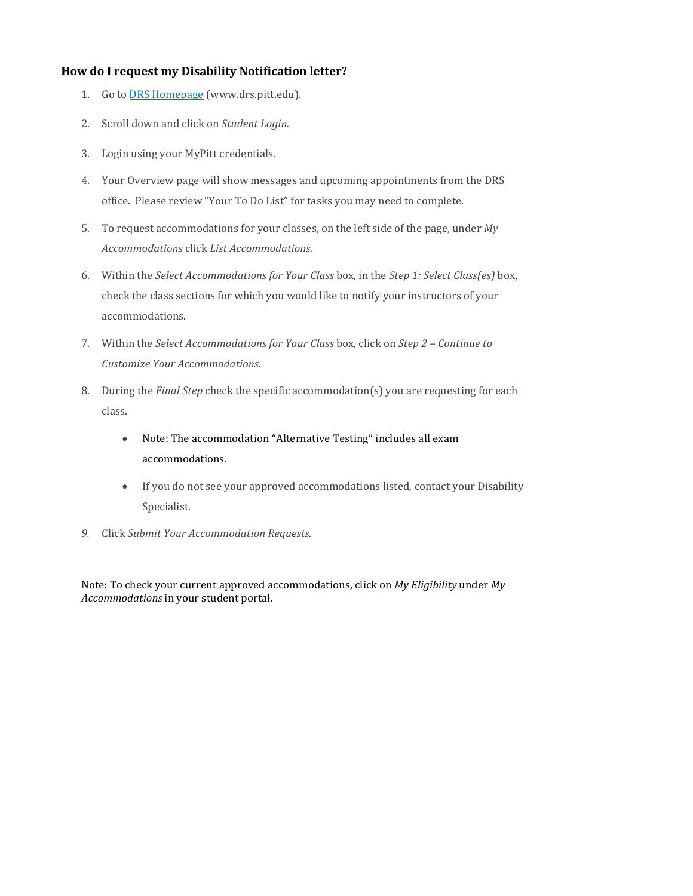### **How do I request my Disability Notification letter?**

1. Go to [DRS Homepage](www.drs.pitt.edu) (www.drs.pitt.edu).
2. Scroll down and click on *Student Login.*
3. Login using your MyPitt credentials.
4. Your Overview page will show messages and upcoming appointments from the DRS office. Please review "Your To Do List" for tasks you may need to complete.
5. To request accommodations for your classes, on the left side of the page, under *My Accommodations* click *List Accommodations*.
6. Within the *Select Accommodations for Your Class* box, in the *Step 1: Select Class(es)* box, check the class sections for which you would like to notify your instructors of your accommodations.
7. Within the *Select Accommodations for Your Class* box, click on *Step 2 – Continue to Customize Your Accommodations*.
8. During the *Final Step* check the specific accommodation(s) you are requesting for each class.
    - Note: The accommodation "Alternative Testing" includes all exam accommodations.
    - If you do not see your approved accommodations listed, contact your Disability Specialist.
9. Click *Submit Your Accommodation Requests*.

Note: To check your current approved accommodations, click on *My Eligibility* under *My Accommodations* in your student portal.